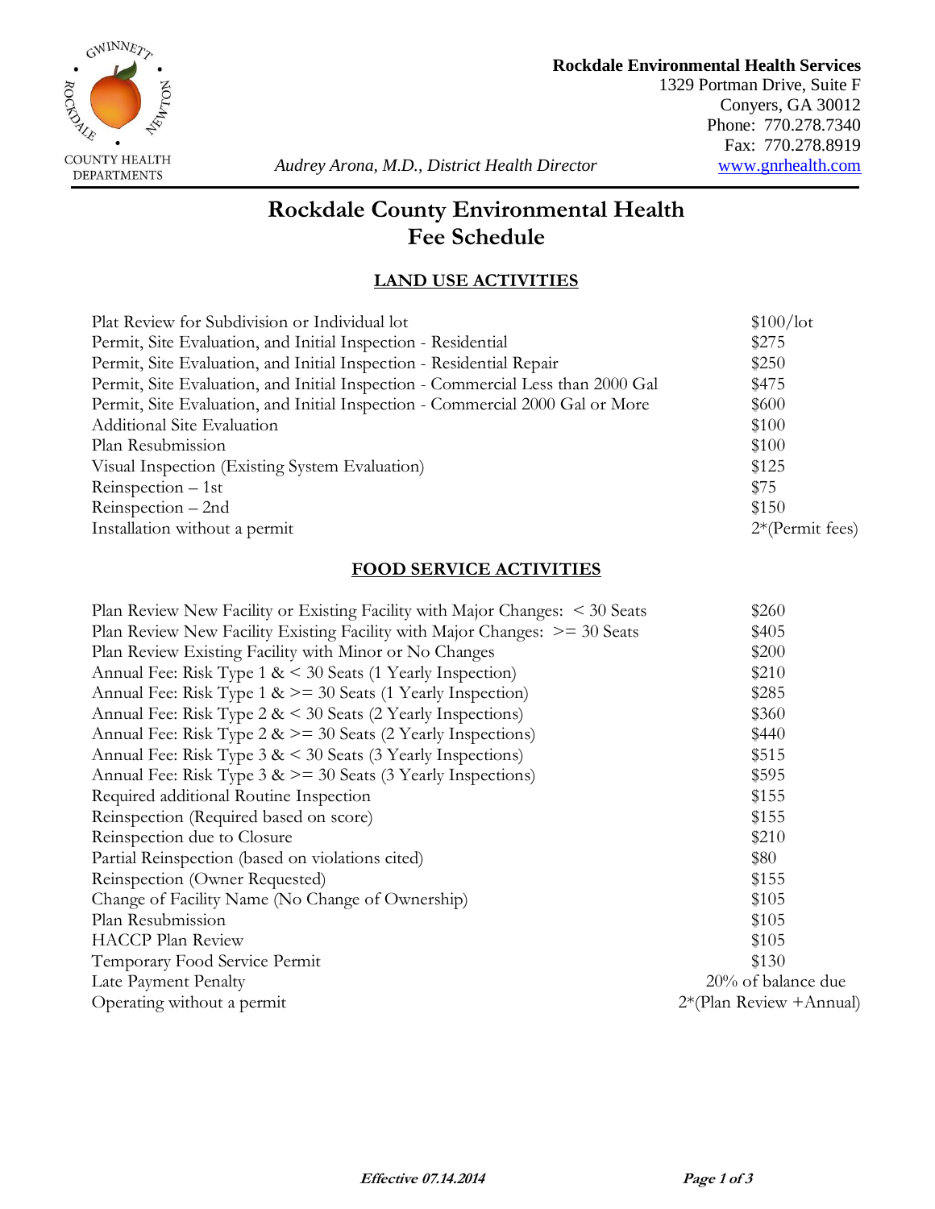**Rockdale Environmental Health Services**
1329 Portman Drive, Suite F
Conyers, GA 30012
Phone: 770.278.7340
Fax: 770.278.8919
www.gnrhealth.com

*Audrey Arona, M.D., District Health Director*

# Rockdale County Environmental Health Fee Schedule

## LAND USE ACTIVITIES

| | |
|---|---|
| Plat Review for Subdivision or Individual lot | $100/lot |
| Permit, Site Evaluation, and Initial Inspection - Residential | $275 |
| Permit, Site Evaluation, and Initial Inspection - Residential Repair | $250 |
| Permit, Site Evaluation, and Initial Inspection - Commercial Less than 2000 Gal | $475 |
| Permit, Site Evaluation, and Initial Inspection - Commercial 2000 Gal or More | $600 |
| Additional Site Evaluation | $100 |
| Plan Resubmission | $100 |
| Visual Inspection (Existing System Evaluation) | $125 |
| Reinspection – 1st | $75 |
| Reinspection – 2nd | $150 |
| Installation without a permit | 2*(Permit fees) |

## FOOD SERVICE ACTIVITIES

| | |
|---|---|
| Plan Review New Facility or Existing Facility with Major Changes: < 30 Seats | $260 |
| Plan Review New Facility Existing Facility with Major Changes: >= 30 Seats | $405 |
| Plan Review Existing Facility with Minor or No Changes | $200 |
| Annual Fee: Risk Type 1 & < 30 Seats (1 Yearly Inspection) | $210 |
| Annual Fee: Risk Type 1 & >= 30 Seats (1 Yearly Inspection) | $285 |
| Annual Fee: Risk Type 2 & < 30 Seats (2 Yearly Inspections) | $360 |
| Annual Fee: Risk Type 2 & >= 30 Seats (2 Yearly Inspections) | $440 |
| Annual Fee: Risk Type 3 & < 30 Seats (3 Yearly Inspections) | $515 |
| Annual Fee: Risk Type 3 & >= 30 Seats (3 Yearly Inspections) | $595 |
| Required additional Routine Inspection | $155 |
| Reinspection (Required based on score) | $155 |
| Reinspection due to Closure | $210 |
| Partial Reinspection (based on violations cited) | $80 |
| Reinspection (Owner Requested) | $155 |
| Change of Facility Name (No Change of Ownership) | $105 |
| Plan Resubmission | $105 |
| HACCP Plan Review | $105 |
| Temporary Food Service Permit | $130 |
| Late Payment Penalty | 20% of balance due |
| Operating without a permit | 2*(Plan Review +Annual) |

***Effective 07.14.2014***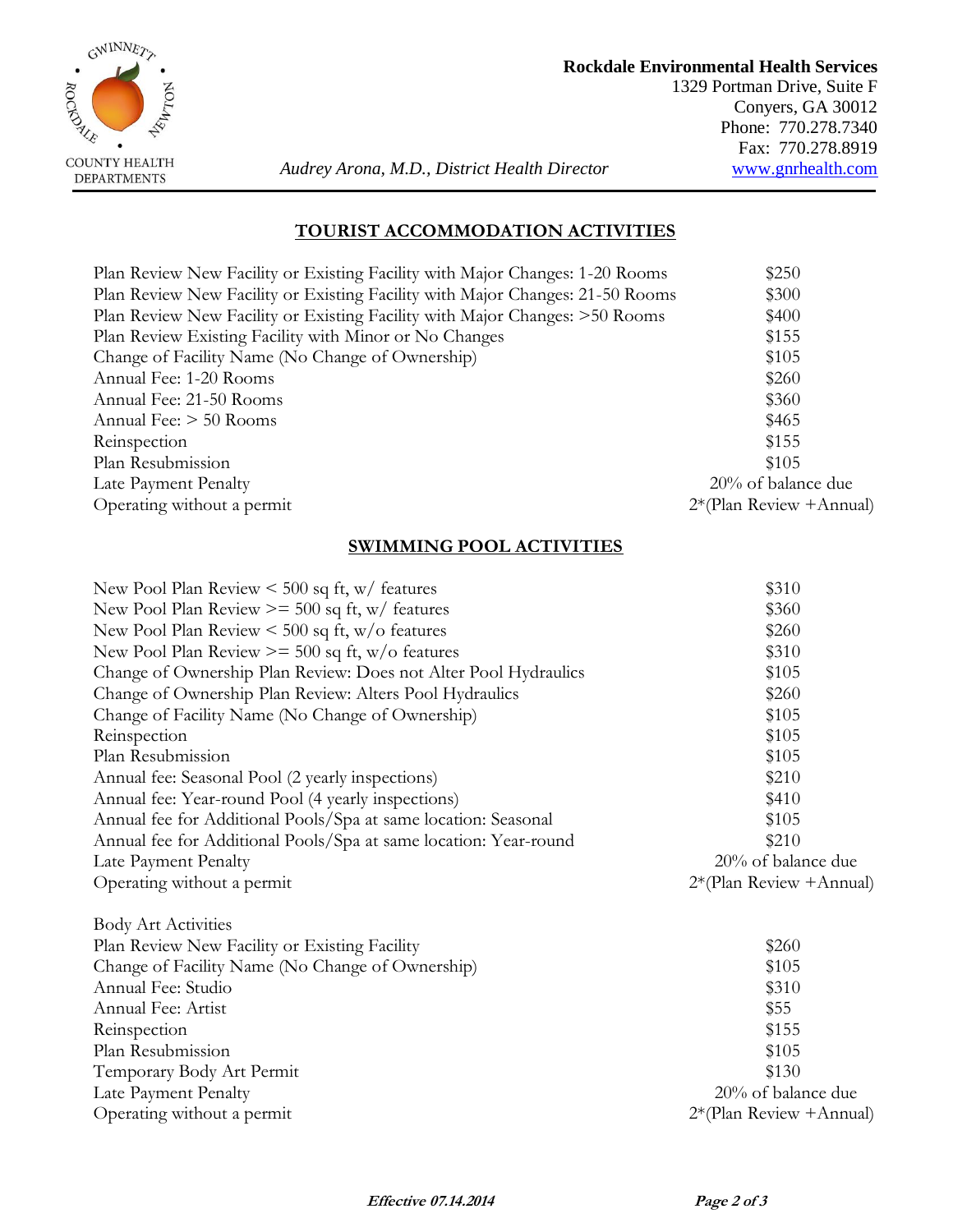**Rockdale Environmental Health Services**
1329 Portman Drive, Suite F
Conyers, GA 30012
Phone: 770.278.7340
Fax: 770.278.8919
www.gnrhealth.com

GWINNETT • ROCKDALE • NEWTON COUNTY HEALTH DEPARTMENTS

*Audrey Arona, M.D., District Health Director*

## TOURIST ACCOMMODATION ACTIVITIES

| | |
|---|---|
| Plan Review New Facility or Existing Facility with Major Changes: 1-20 Rooms | $250 |
| Plan Review New Facility or Existing Facility with Major Changes: 21-50 Rooms | $300 |
| Plan Review New Facility or Existing Facility with Major Changes: >50 Rooms | $400 |
| Plan Review Existing Facility with Minor or No Changes | $155 |
| Change of Facility Name (No Change of Ownership) | $105 |
| Annual Fee: 1-20 Rooms | $260 |
| Annual Fee: 21-50 Rooms | $360 |
| Annual Fee: > 50 Rooms | $465 |
| Reinspection | $155 |
| Plan Resubmission | $105 |
| Late Payment Penalty | 20% of balance due |
| Operating without a permit | 2*(Plan Review +Annual) |

## SWIMMING POOL ACTIVITIES

| | |
|---|---|
| New Pool Plan Review < 500 sq ft, w/ features | $310 |
| New Pool Plan Review >= 500 sq ft, w/ features | $360 |
| New Pool Plan Review < 500 sq ft, w/o features | $260 |
| New Pool Plan Review >= 500 sq ft, w/o features | $310 |
| Change of Ownership Plan Review: Does not Alter Pool Hydraulics | $105 |
| Change of Ownership Plan Review: Alters Pool Hydraulics | $260 |
| Change of Facility Name (No Change of Ownership) | $105 |
| Reinspection | $105 |
| Plan Resubmission | $105 |
| Annual fee: Seasonal Pool (2 yearly inspections) | $210 |
| Annual fee: Year-round Pool (4 yearly inspections) | $410 |
| Annual fee for Additional Pools/Spa at same location: Seasonal | $105 |
| Annual fee for Additional Pools/Spa at same location: Year-round | $210 |
| Late Payment Penalty | 20% of balance due |
| Operating without a permit | 2*(Plan Review +Annual) |

Body Art Activities

| | |
|---|---|
| Plan Review New Facility or Existing Facility | $260 |
| Change of Facility Name (No Change of Ownership) | $105 |
| Annual Fee: Studio | $310 |
| Annual Fee: Artist | $55 |
| Reinspection | $155 |
| Plan Resubmission | $105 |
| Temporary Body Art Permit | $130 |
| Late Payment Penalty | 20% of balance due |
| Operating without a permit | 2*(Plan Review +Annual) |

***Effective 07.14.2014***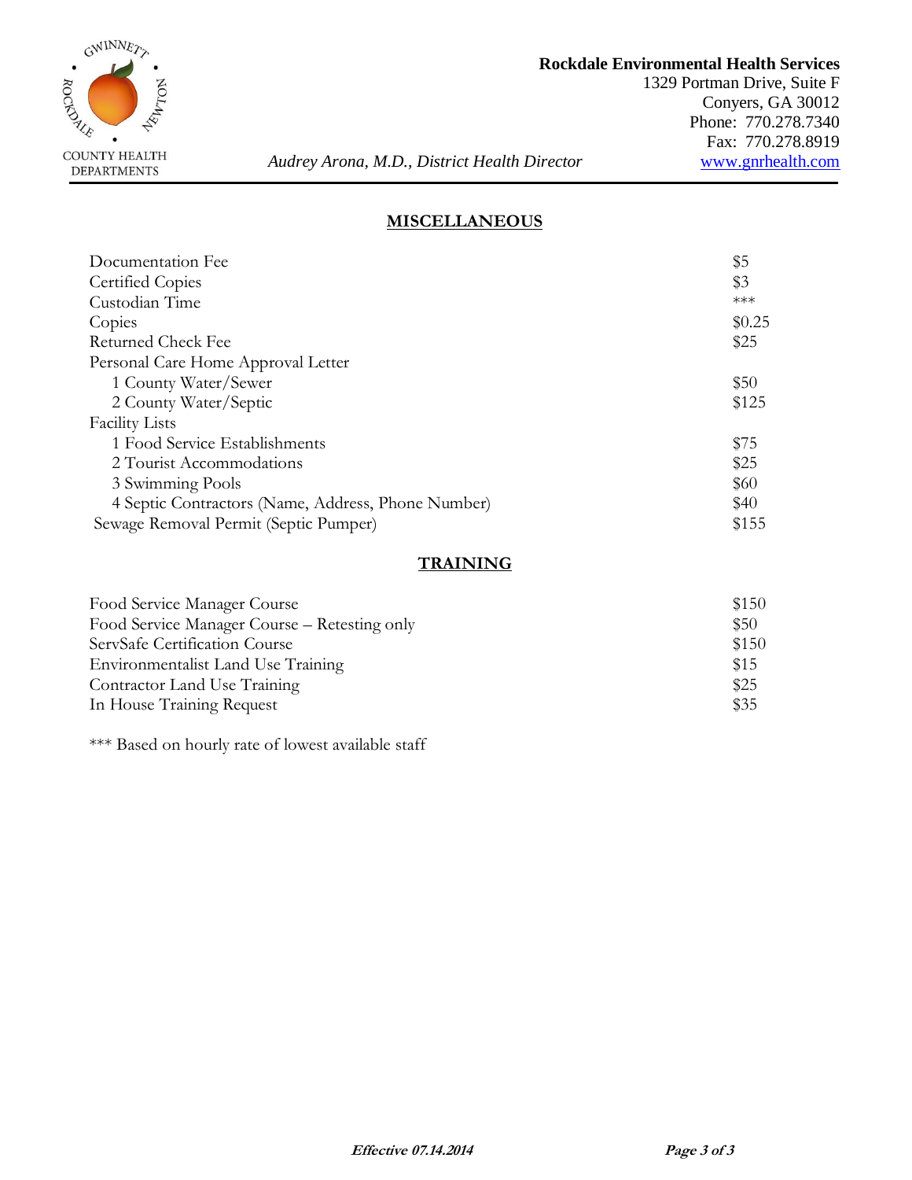**Rockdale Environmental Health Services**
1329 Portman Drive, Suite F
Conyers, GA 30012
Phone: 770.278.7340
Fax: 770.278.8919
www.gnrhealth.com

*Audrey Arona, M.D., District Health Director*

GWINNETT • ROCKDALE • NEWTON
COUNTY HEALTH DEPARTMENTS

## MISCELLANEOUS

| | |
|---|---|
| Documentation Fee | $5 |
| Certified Copies | $3 |
| Custodian Time | *** |
| Copies | $0.25 |
| Returned Check Fee | $25 |
| Personal Care Home Approval Letter | |
| 1 County Water/Sewer | $50 |
| 2 County Water/Septic | $125 |
| Facility Lists | |
| 1 Food Service Establishments | $75 |
| 2 Tourist Accommodations | $25 |
| 3 Swimming Pools | $60 |
| 4 Septic Contractors (Name, Address, Phone Number) | $40 |
| Sewage Removal Permit (Septic Pumper) | $155 |

## TRAINING

| | |
|---|---|
| Food Service Manager Course | $150 |
| Food Service Manager Course – Retesting only | $50 |
| ServSafe Certification Course | $150 |
| Environmentalist Land Use Training | $15 |
| Contractor Land Use Training | $25 |
| In House Training Request | $35 |

*** Based on hourly rate of lowest available staff

**Effective 07.14.2014**